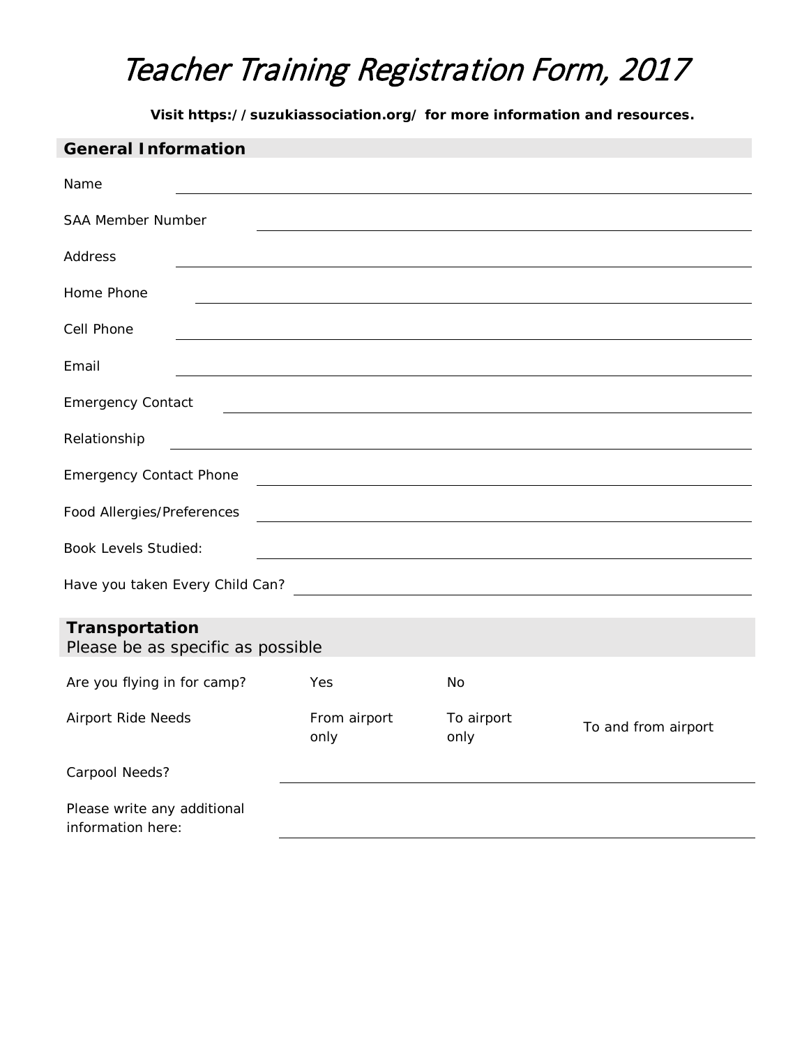# Teacher Training Registration Form, 2017

**Visit https://suzukiassociation.org/ for more information and resources.**

## General Information

Name ______________________________

SAA Member Number ______________________________

Address ______________________________

Home Phone ______________________________

Cell Phone ______________________________

Email ______________________________

Emergency Contact ______________________________

Relationship ______________________________

Emergency Contact Phone ______________________________

Food Allergies/Preferences ______________________________

Book Levels Studied: ______________________________

Have you taken Every Child Can? ______________________________

## Transportation

Please be as specific as possible

| | | | |
|---|---|---|---|
| Are you flying in for camp? | Yes | No | |
| Airport Ride Needs | From airport only | To airport only | To and from airport |

Carpool Needs? ______________________________

Please write any additional information here: ______________________________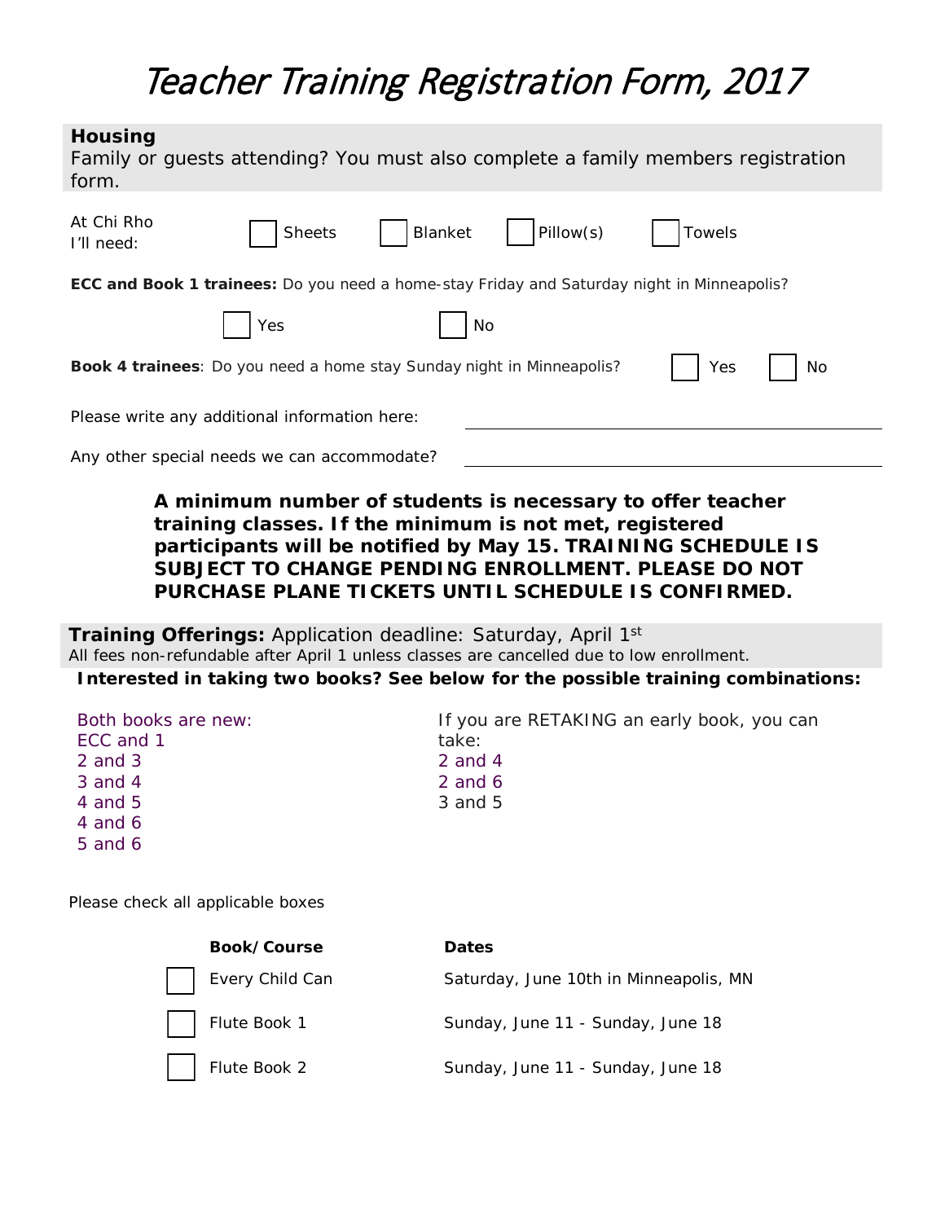# Teacher Training Registration Form, 2017

## Housing

Family or guests attending? You must also complete a family members registration form.

At Chi Rho I'll need: ☐ Sheets ☐ Blanket ☐ Pillow(s) ☐ Towels

**ECC and Book 1 trainees:** Do you need a home-stay Friday and Saturday night in Minneapolis?

☐ Yes ☐ No

**Book 4 trainees**: Do you need a home stay Sunday night in Minneapolis? ☐ Yes ☐ No

Please write any additional information here: \_\_\_\_\_\_\_\_\_\_\_\_\_\_\_\_\_\_\_\_\_\_\_\_\_\_\_\_

Any other special needs we can accommodate? \_\_\_\_\_\_\_\_\_\_\_\_\_\_\_\_\_\_\_\_\_\_\_\_\_\_\_\_

**A minimum number of students is necessary to offer teacher training classes. If the minimum is not met, registered participants will be notified by May 15. TRAINING SCHEDULE IS SUBJECT TO CHANGE PENDING ENROLLMENT. PLEASE DO NOT PURCHASE PLANE TICKETS UNTIL SCHEDULE IS CONFIRMED.**

## Training Offerings: Application deadline: Saturday, April 1st

All fees non-refundable after April 1 unless classes are cancelled due to low enrollment.

**Interested in taking two books? See below for the possible training combinations:**

Both books are new:
- ECC and 1
- 2 and 3
- 3 and 4
- 4 and 5
- 4 and 6
- 5 and 6

If you are RETAKING an early book, you can take:
- 2 and 4
- 2 and 6
- 3 and 5

Please check all applicable boxes

| | Book/Course | Dates |
|---|---|---|
| ☐ | Every Child Can | Saturday, June 10th in Minneapolis, MN |
| ☐ | Flute Book 1 | Sunday, June 11 - Sunday, June 18 |
| ☐ | Flute Book 2 | Sunday, June 11 - Sunday, June 18 |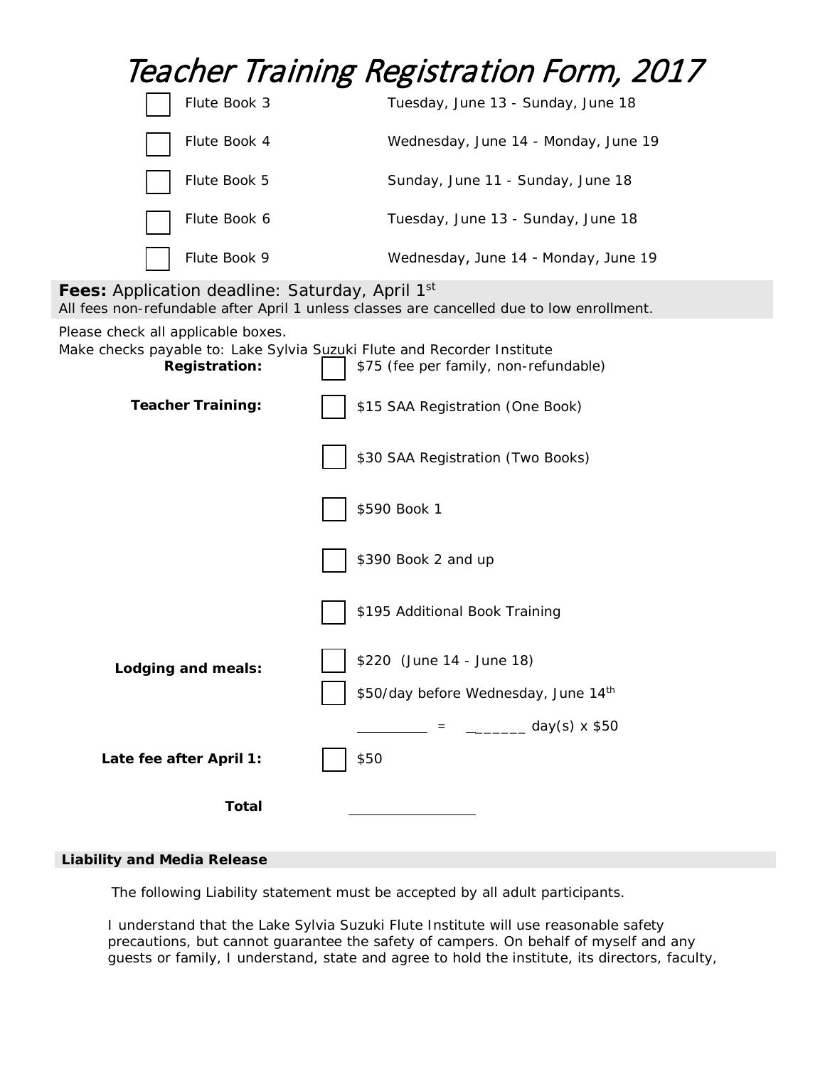# Teacher Training Registration Form, 2017

| | | |
|---|---|---|
| ☐ | Flute Book 3 | Tuesday, June 13 - Sunday, June 18 |
| ☐ | Flute Book 4 | Wednesday, June 14 - Monday, June 19 |
| ☐ | Flute Book 5 | Sunday, June 11 - Sunday, June 18 |
| ☐ | Flute Book 6 | Tuesday, June 13 - Sunday, June 18 |
| ☐ | Flute Book 9 | Wednesday, June 14 - Monday, June 19 |

**Fees:** Application deadline: Saturday, April 1st
All fees non-refundable after April 1 unless classes are cancelled due to low enrollment.

Please check all applicable boxes.
Make checks payable to: Lake Sylvia Suzuki Flute and Recorder Institute

| | |
|---|---|
| **Registration:** | ☐ $75 (fee per family, non-refundable) |
| **Teacher Training:** | ☐ $15 SAA Registration (One Book) |
| | ☐ $30 SAA Registration (Two Books) |
| | ☐ $590 Book 1 |
| | ☐ $390 Book 2 and up |
| | ☐ $195 Additional Book Training |
| **Lodging and meals:** | ☐ $220 (June 14 - June 18) |
| | ☐ $50/day before Wednesday, June 14th |
| | _________ = _______ day(s) x $50 |
| **Late fee after April 1:** | ☐ $50 |
| **Total** | ________________ |

## Liability and Media Release

The following Liability statement must be accepted by all adult participants.

I understand that the Lake Sylvia Suzuki Flute Institute will use reasonable safety precautions, but cannot guarantee the safety of campers. On behalf of myself and any guests or family, I understand, state and agree to hold the institute, its directors, faculty,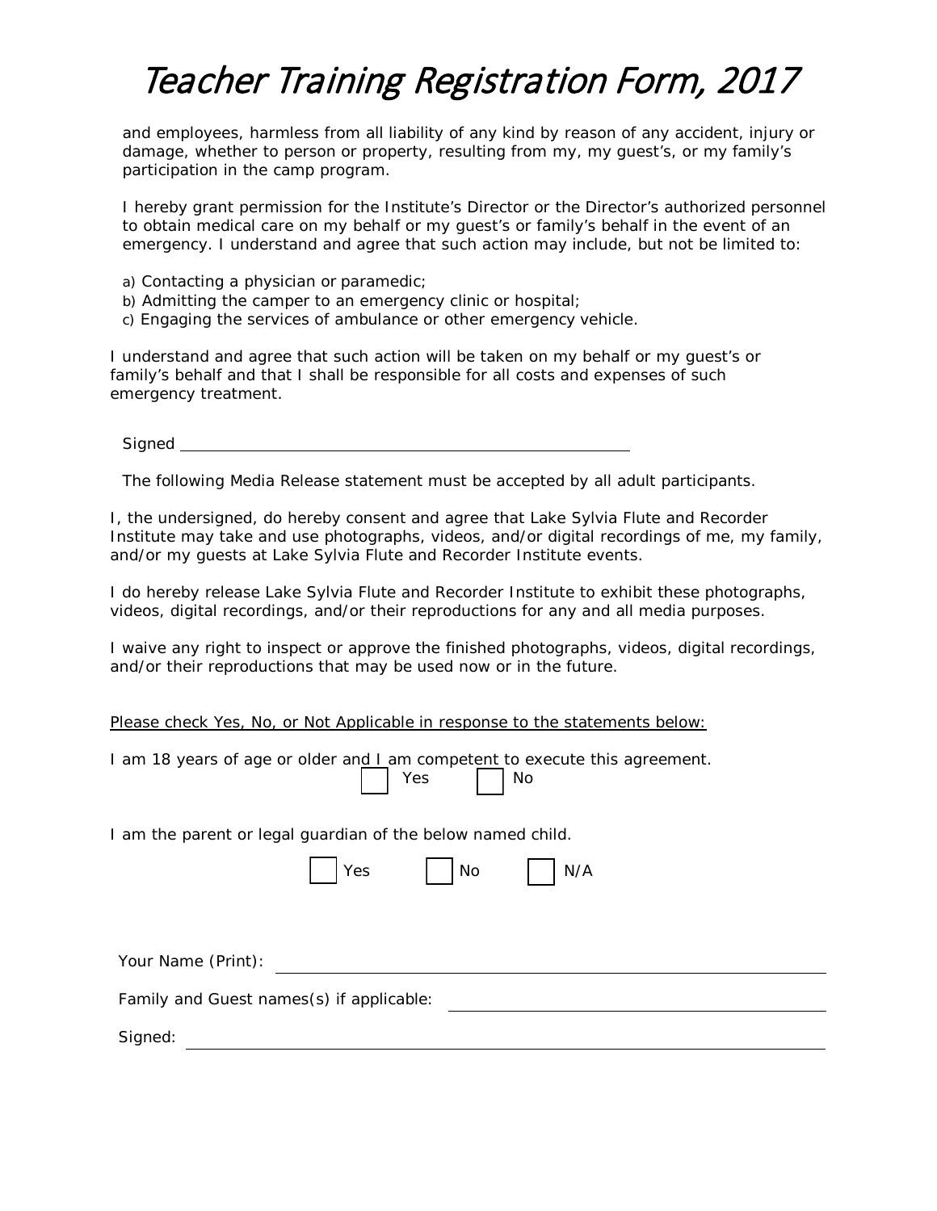# Teacher Training Registration Form, 2017

and employees, harmless from all liability of any kind by reason of any accident, injury or damage, whether to person or property, resulting from my, my guest's, or my family's participation in the camp program.

I hereby grant permission for the Institute's Director or the Director's authorized personnel to obtain medical care on my behalf or my guest's or family's behalf in the event of an emergency. I understand and agree that such action may include, but not be limited to:

a) Contacting a physician or paramedic;
b) Admitting the camper to an emergency clinic or hospital;
c) Engaging the services of ambulance or other emergency vehicle.

I understand and agree that such action will be taken on my behalf or my guest's or family's behalf and that I shall be responsible for all costs and expenses of such emergency treatment.

Signed ______________________________________________

The following Media Release statement must be accepted by all adult participants.

I, the undersigned, do hereby consent and agree that Lake Sylvia Flute and Recorder Institute may take and use photographs, videos, and/or digital recordings of me, my family, and/or my guests at Lake Sylvia Flute and Recorder Institute events.

I do hereby release Lake Sylvia Flute and Recorder Institute to exhibit these photographs, videos, digital recordings, and/or their reproductions for any and all media purposes.

I waive any right to inspect or approve the finished photographs, videos, digital recordings, and/or their reproductions that may be used now or in the future.

<u>Please check Yes, No, or Not Applicable in response to the statements below:</u>

I am 18 years of age or older and I am competent to execute this agreement.

☐ Yes ☐ No

I am the parent or legal guardian of the below named child.

☐ Yes ☐ No ☐ N/A

Your Name (Print): ______________________________________________

Family and Guest names(s) if applicable: ______________________________

Signed: ______________________________________________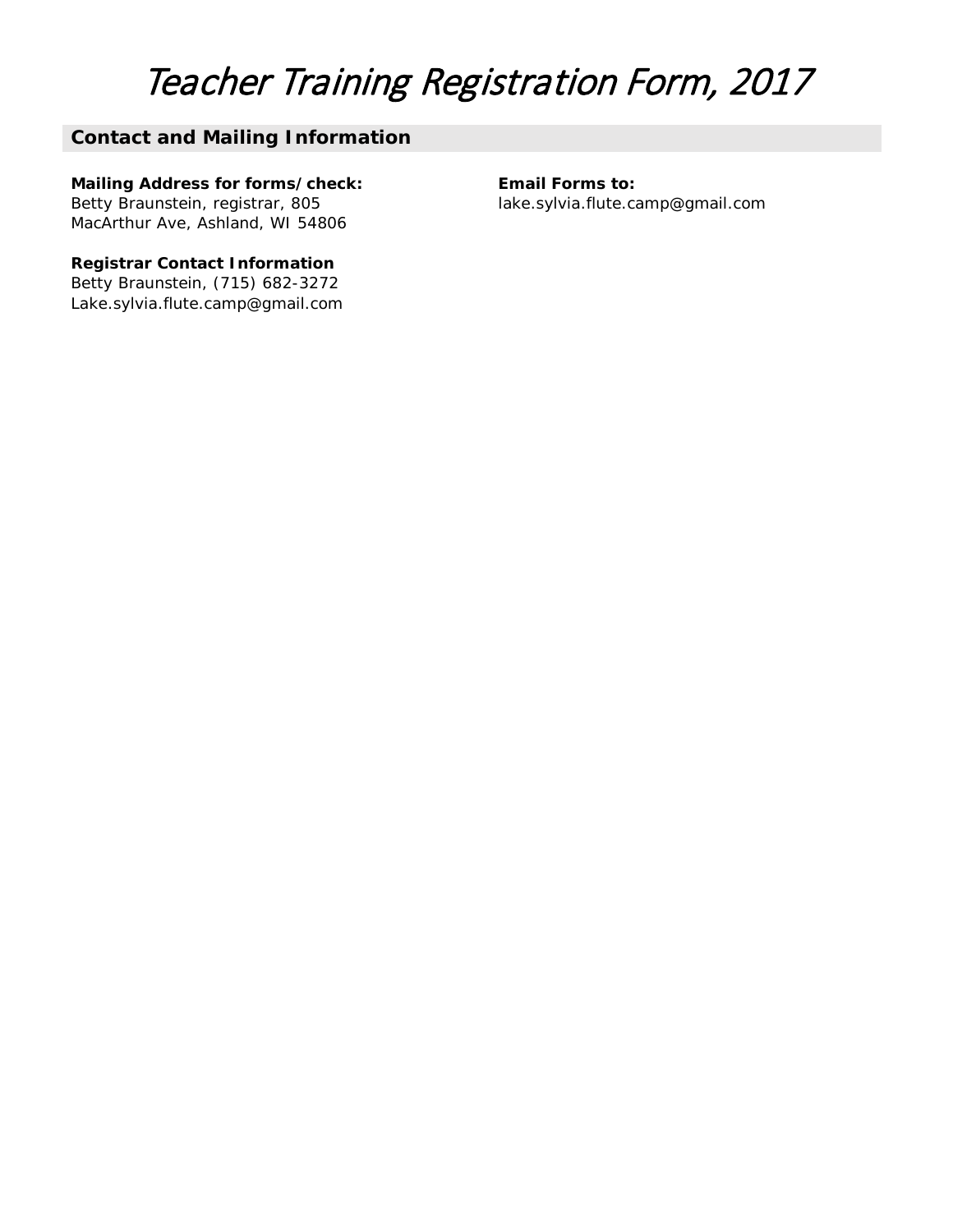# *Teacher Training Registration Form, 2017*

## Contact and Mailing Information

**Mailing Address for forms/check:**
Betty Braunstein, registrar, 805 MacArthur Ave, Ashland, WI 54806

**Registrar Contact Information**
Betty Braunstein, (715) 682-3272
Lake.sylvia.flute.camp@gmail.com

**Email Forms to:**
lake.sylvia.flute.camp@gmail.com